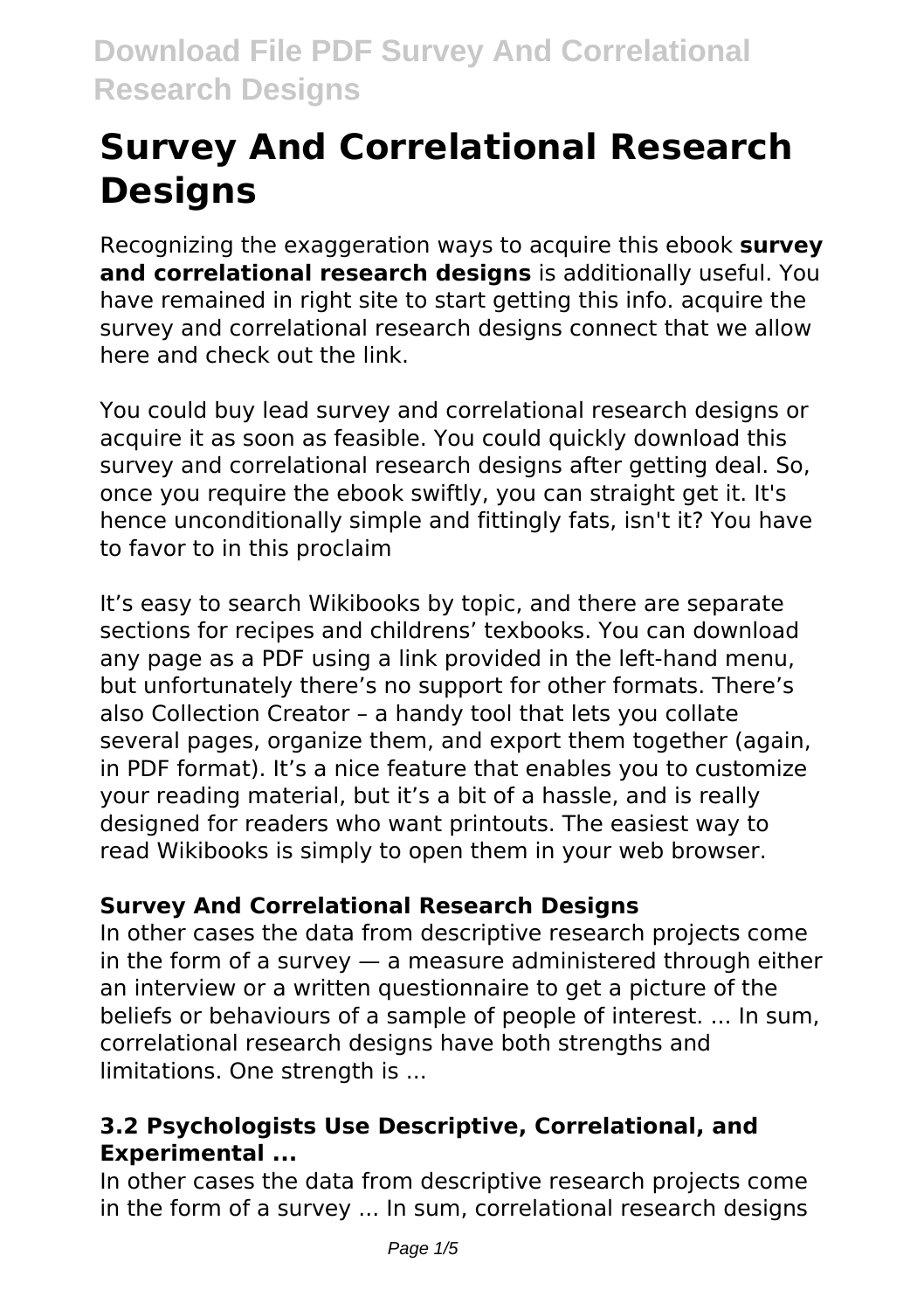# Survey And Correlational Research Designs

Recognizing the exaggeration ways to acquire this ebook **survey and correlational research designs** is additionally useful. You have remained in right site to start getting this info. acquire the survey and correlational research designs connect that we allow here and check out the link.

You could buy lead survey and correlational research designs or acquire it as soon as feasible. You could quickly download this survey and correlational research designs after getting deal. So, once you require the ebook swiftly, you can straight get it. It's hence unconditionally simple and fittingly fats, isn't it? You have to favor to in this proclaim

It's easy to search Wikibooks by topic, and there are separate sections for recipes and childrens' texbooks. You can download any page as a PDF using a link provided in the left-hand menu, but unfortunately there's no support for other formats. There's also Collection Creator – a handy tool that lets you collate several pages, organize them, and export them together (again, in PDF format). It's a nice feature that enables you to customize your reading material, but it's a bit of a hassle, and is really designed for readers who want printouts. The easiest way to read Wikibooks is simply to open them in your web browser.

### Survey And Correlational Research Designs

In other cases the data from descriptive research projects come in the form of a survey — a measure administered through either an interview or a written questionnaire to get a picture of the beliefs or behaviours of a sample of people of interest. ... In sum, correlational research designs have both strengths and limitations. One strength is ...

### 3.2 Psychologists Use Descriptive, Correlational, and Experimental ...

In other cases the data from descriptive research projects come in the form of a survey ... In sum, correlational research designs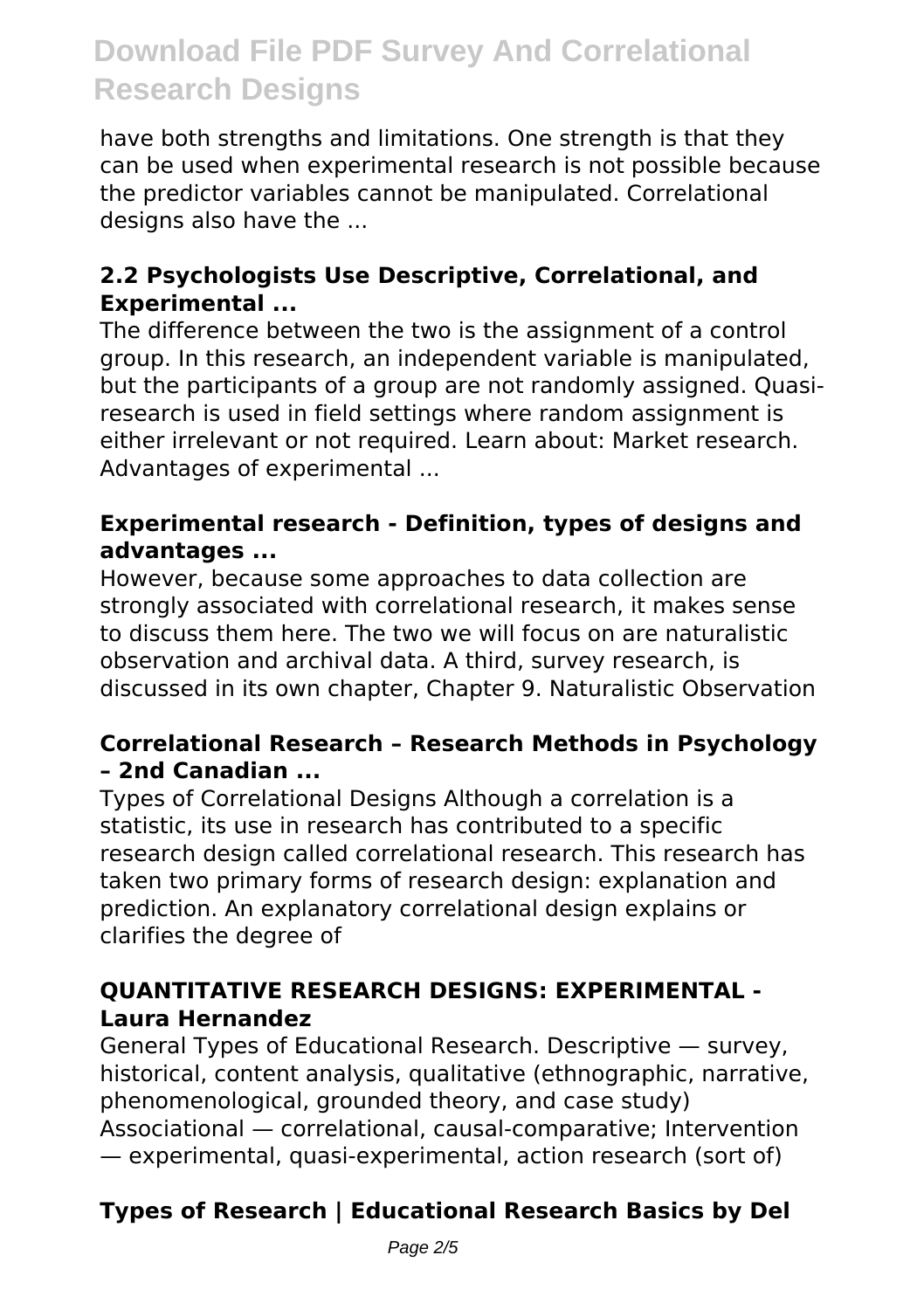have both strengths and limitations. One strength is that they can be used when experimental research is not possible because the predictor variables cannot be manipulated. Correlational designs also have the ...

### 2.2 Psychologists Use Descriptive, Correlational, and Experimental ...

The difference between the two is the assignment of a control group. In this research, an independent variable is manipulated, but the participants of a group are not randomly assigned. Quasi-research is used in field settings where random assignment is either irrelevant or not required. Learn about: Market research. Advantages of experimental ...

### Experimental research - Definition, types of designs and advantages ...

However, because some approaches to data collection are strongly associated with correlational research, it makes sense to discuss them here. The two we will focus on are naturalistic observation and archival data. A third, survey research, is discussed in its own chapter, Chapter 9. Naturalistic Observation

### Correlational Research – Research Methods in Psychology – 2nd Canadian ...

Types of Correlational Designs Although a correlation is a statistic, its use in research has contributed to a specific research design called correlational research. This research has taken two primary forms of research design: explanation and prediction. An explanatory correlational design explains or clarifies the degree of

### QUANTITATIVE RESEARCH DESIGNS: EXPERIMENTAL - Laura Hernandez

General Types of Educational Research. Descriptive — survey, historical, content analysis, qualitative (ethnographic, narrative, phenomenological, grounded theory, and case study) Associational — correlational, causal-comparative; Intervention — experimental, quasi-experimental, action research (sort of)

### Types of Research | Educational Research Basics by Del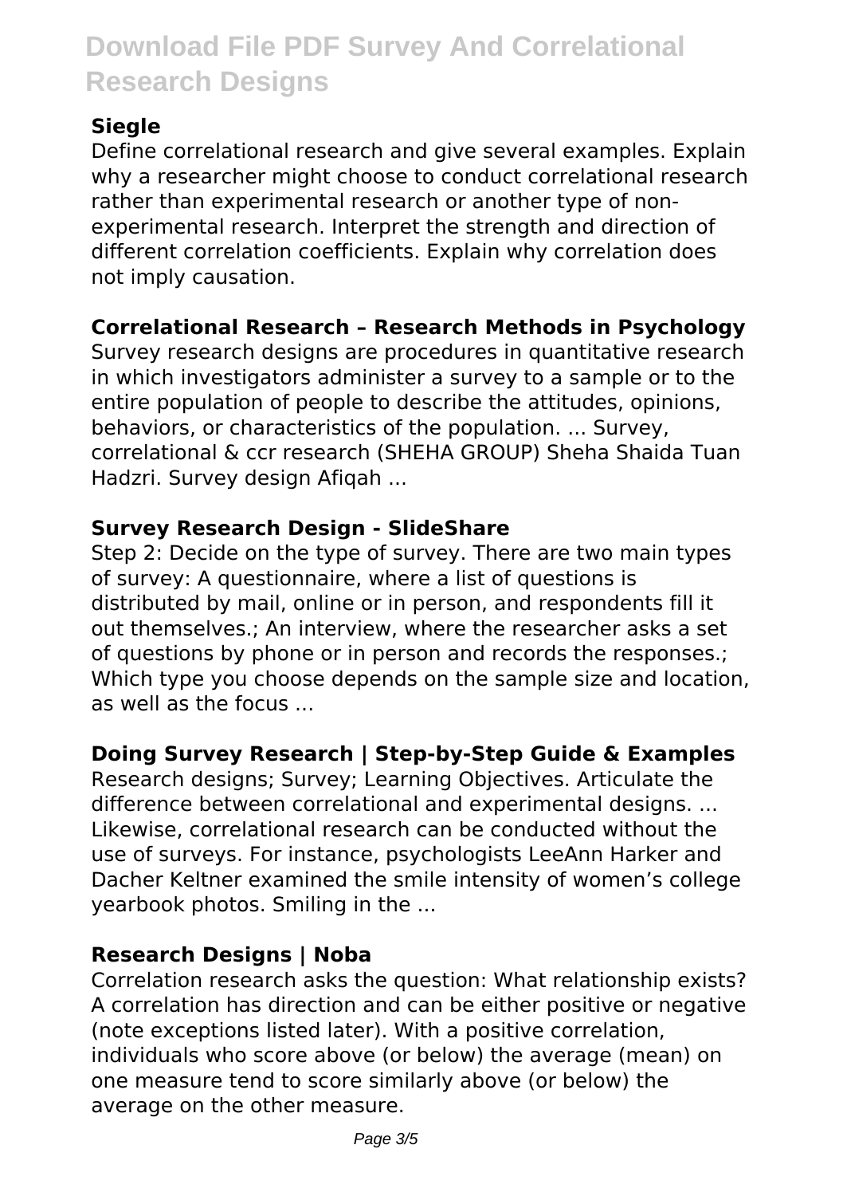### Siegle

Define correlational research and give several examples. Explain why a researcher might choose to conduct correlational research rather than experimental research or another type of non-experimental research. Interpret the strength and direction of different correlation coefficients. Explain why correlation does not imply causation.

### Correlational Research – Research Methods in Psychology

Survey research designs are procedures in quantitative research in which investigators administer a survey to a sample or to the entire population of people to describe the attitudes, opinions, behaviors, or characteristics of the population. ... Survey, correlational & ccr research (SHEHA GROUP) Sheha Shaida Tuan Hadzri. Survey design Afiqah ...

### Survey Research Design - SlideShare

Step 2: Decide on the type of survey. There are two main types of survey: A questionnaire, where a list of questions is distributed by mail, online or in person, and respondents fill it out themselves.; An interview, where the researcher asks a set of questions by phone or in person and records the responses.; Which type you choose depends on the sample size and location, as well as the focus ...

### Doing Survey Research | Step-by-Step Guide & Examples

Research designs; Survey; Learning Objectives. Articulate the difference between correlational and experimental designs. ... Likewise, correlational research can be conducted without the use of surveys. For instance, psychologists LeeAnn Harker and Dacher Keltner examined the smile intensity of women's college yearbook photos. Smiling in the ...

### Research Designs | Noba

Correlation research asks the question: What relationship exists? A correlation has direction and can be either positive or negative (note exceptions listed later). With a positive correlation, individuals who score above (or below) the average (mean) on one measure tend to score similarly above (or below) the average on the other measure.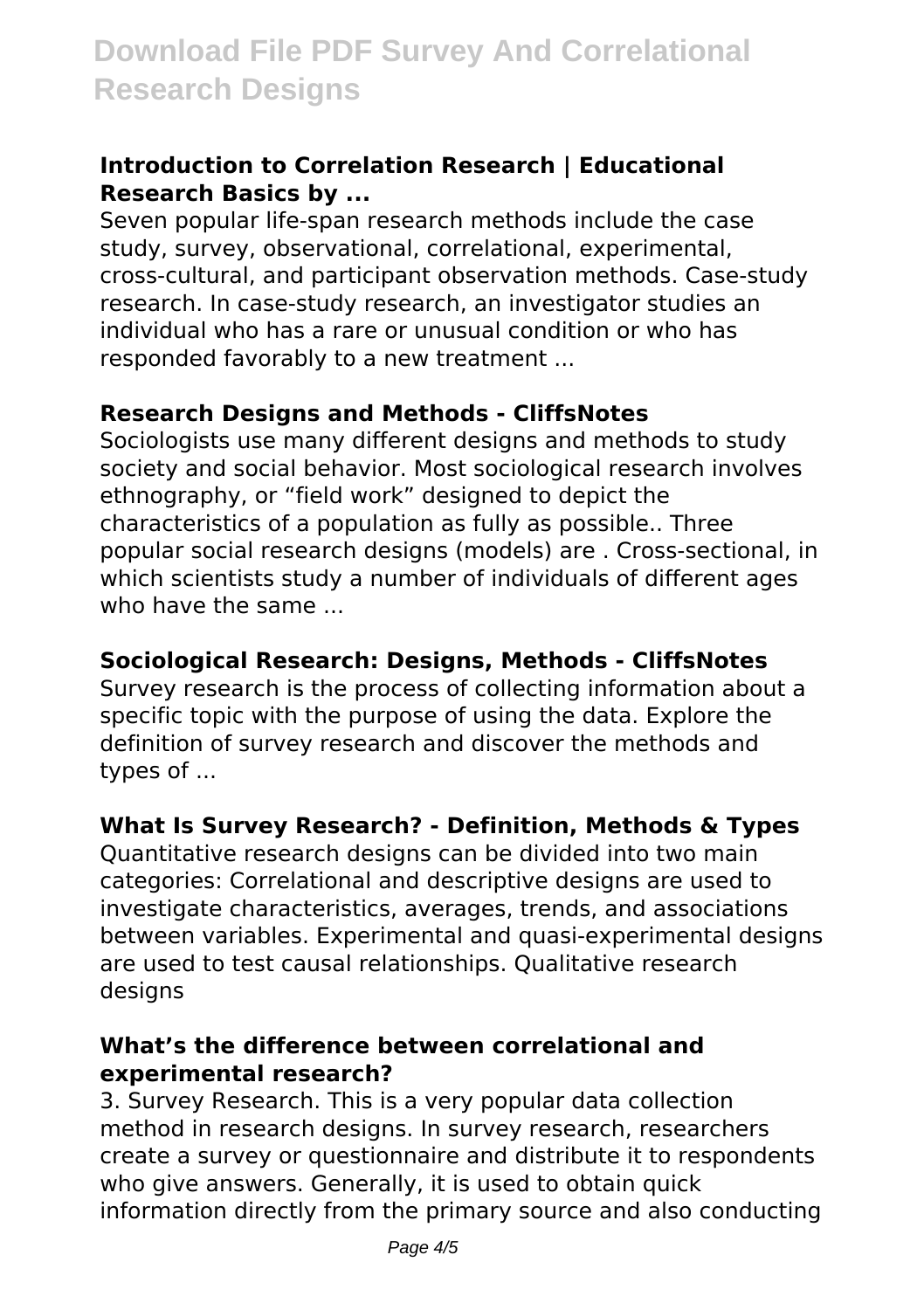**Introduction to Correlation Research | Educational Research Basics by ...**

Seven popular life-span research methods include the case study, survey, observational, correlational, experimental, cross-cultural, and participant observation methods. Case-study research. In case-study research, an investigator studies an individual who has a rare or unusual condition or who has responded favorably to a new treatment ...

**Research Designs and Methods - CliffsNotes**

Sociologists use many different designs and methods to study society and social behavior. Most sociological research involves ethnography, or “field work” designed to depict the characteristics of a population as fully as possible.. Three popular social research designs (models) are . Cross-sectional, in which scientists study a number of individuals of different ages who have the same ...

**Sociological Research: Designs, Methods - CliffsNotes**

Survey research is the process of collecting information about a specific topic with the purpose of using the data. Explore the definition of survey research and discover the methods and types of ...

**What Is Survey Research? - Definition, Methods & Types**

Quantitative research designs can be divided into two main categories: Correlational and descriptive designs are used to investigate characteristics, averages, trends, and associations between variables. Experimental and quasi-experimental designs are used to test causal relationships. Qualitative research designs

**What’s the difference between correlational and experimental research?**

3. Survey Research. This is a very popular data collection method in research designs. In survey research, researchers create a survey or questionnaire and distribute it to respondents who give answers. Generally, it is used to obtain quick information directly from the primary source and also conducting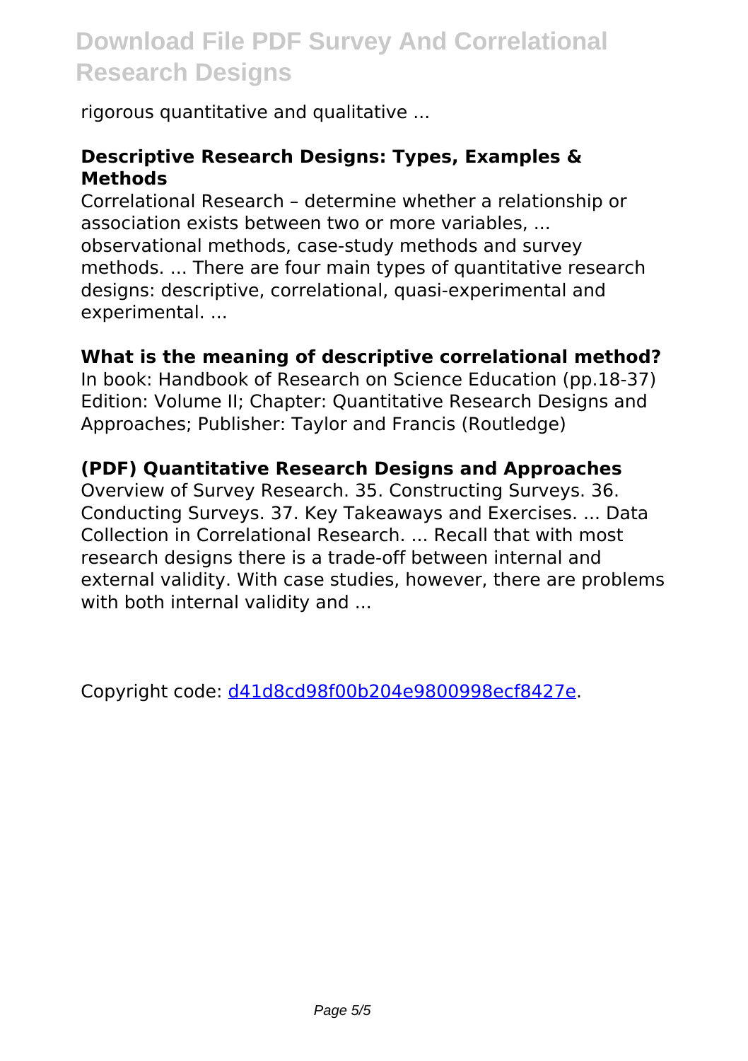rigorous quantitative and qualitative ...

**Descriptive Research Designs: Types, Examples & Methods**

Correlational Research – determine whether a relationship or association exists between two or more variables, ... observational methods, case-study methods and survey methods. ... There are four main types of quantitative research designs: descriptive, correlational, quasi-experimental and experimental. ...

**What is the meaning of descriptive correlational method?**

In book: Handbook of Research on Science Education (pp.18-37) Edition: Volume II; Chapter: Quantitative Research Designs and Approaches; Publisher: Taylor and Francis (Routledge)

**(PDF) Quantitative Research Designs and Approaches**

Overview of Survey Research. 35. Constructing Surveys. 36. Conducting Surveys. 37. Key Takeaways and Exercises. ... Data Collection in Correlational Research. ... Recall that with most research designs there is a trade-off between internal and external validity. With case studies, however, there are problems with both internal validity and ...

Copyright code: d41d8cd98f00b204e9800998ecf8427e.